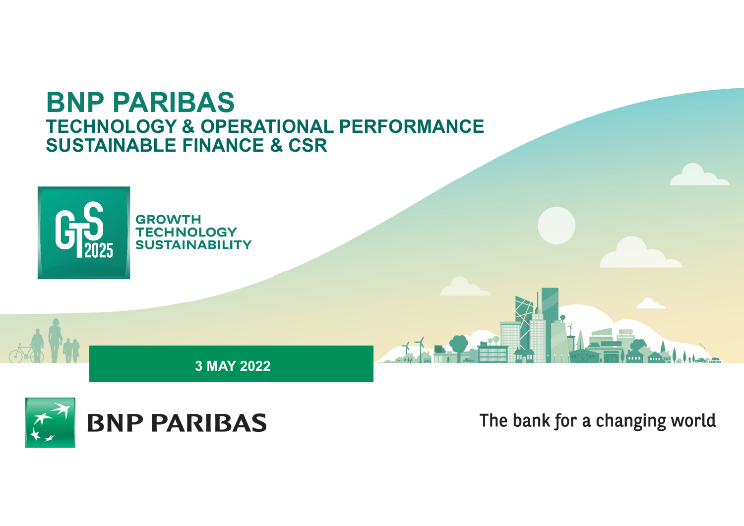# BNP PARIBAS

## TECHNOLOGY & OPERATIONAL PERFORMANCE
## SUSTAINABLE FINANCE & CSR

GTS 2025

GROWTH
TECHNOLOGY
SUSTAINABILITY

**3 MAY 2022**

BNP PARIBAS

The bank for a changing world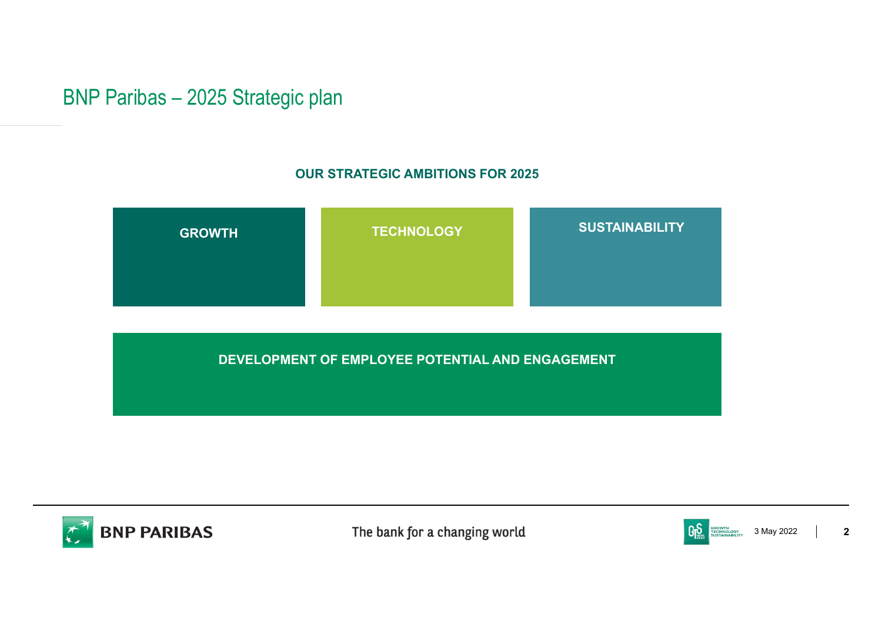# BNP Paribas – 2025 Strategic plan

**OUR STRATEGIC AMBITIONS FOR 2025**

**GROWTH**

**TECHNOLOGY**

**SUSTAINABILITY**

**DEVELOPMENT OF EMPLOYEE POTENTIAL AND ENGAGEMENT**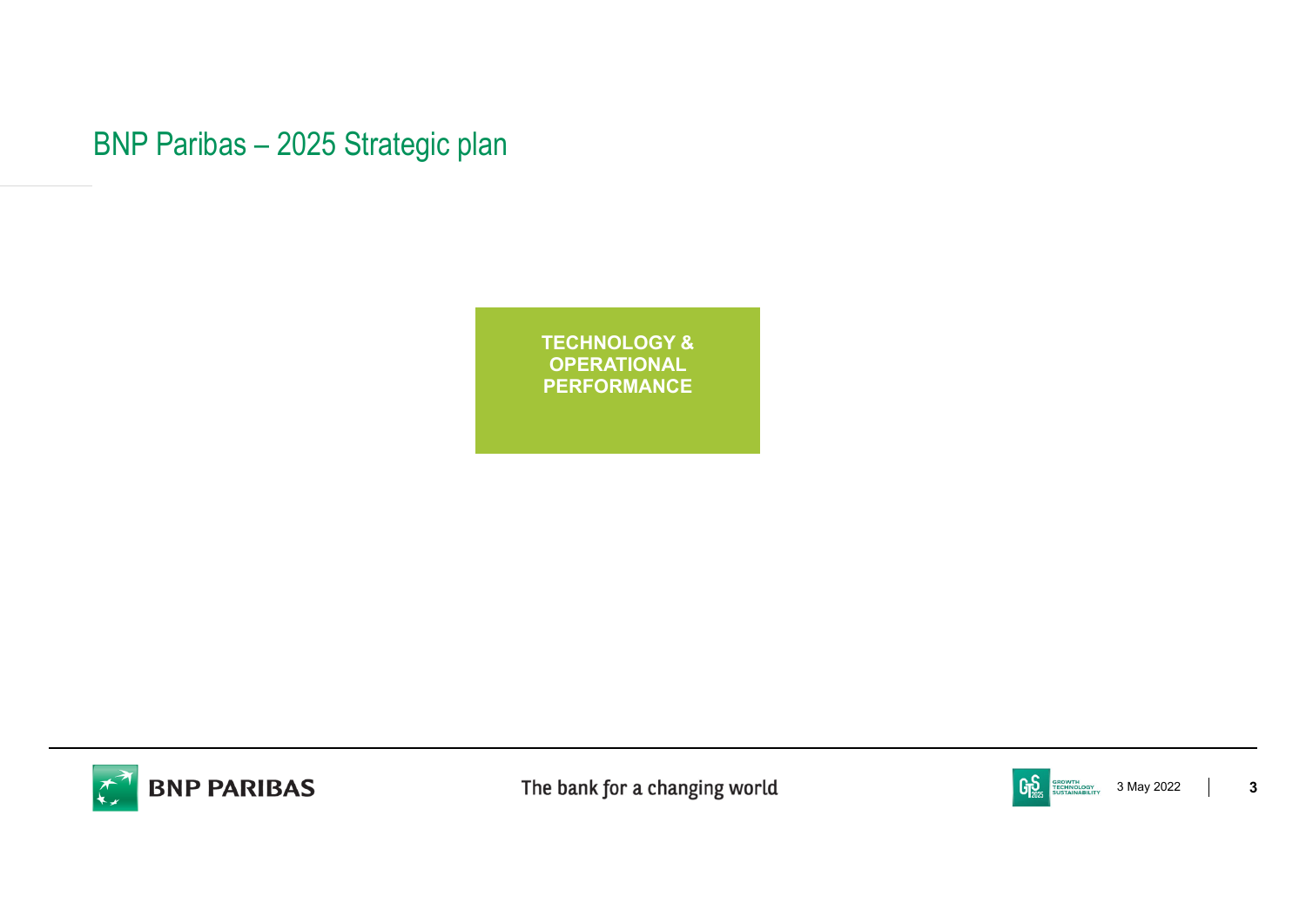# BNP Paribas – 2025 Strategic plan

**TECHNOLOGY & OPERATIONAL PERFORMANCE**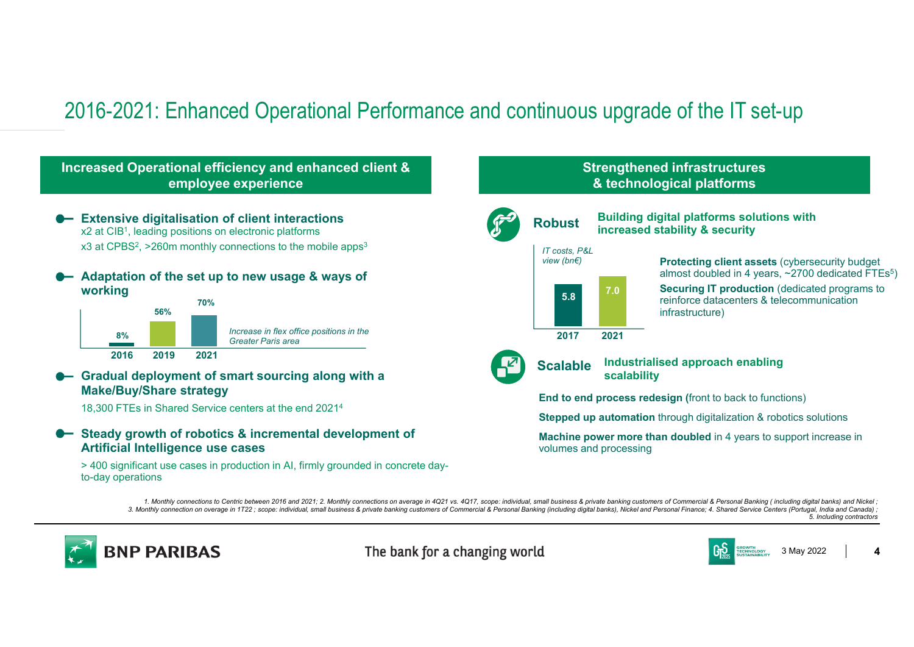# 2016-2021: Enhanced Operational Performance and continuous upgrade of the IT set-up

## Increased Operational efficiency and enhanced client & employee experience

- **Extensive digitalisation of client interactions**
  x2 at CIB[1], leading positions on electronic platforms
  x3 at CPBS[2], >260m monthly connections to the mobile apps[3]

- **Adaptation of the set up to new usage & ways of working**

  *Increase in flex office positions in the Greater Paris area*

| 2016 | 2019 | 2021 |
|---|---|---|
| 8% | 56% | 70% |

- **Gradual deployment of smart sourcing along with a Make/Buy/Share strategy**
  18,300 FTEs in Shared Service centers at the end 2021[4]

- **Steady growth of robotics & incremental development of Artificial Intelligence use cases**
  > 400 significant use cases in production in AI, firmly grounded in concrete day-to-day operations

## Strengthened infrastructures & technological platforms

### Robust — Building digital platforms solutions with increased stability & security

*IT costs, P&L view (bn€)*

| 2017 | 2021 |
|---|---|
| 5.8 | 7.0 |

**Protecting client assets** (cybersecurity budget almost doubled in 4 years, ~2700 dedicated FTEs[5])

**Securing IT production** (dedicated programs to reinforce datacenters & telecommunication infrastructure)

### Scalable — Industrialised approach enabling scalability

**End to end process redesign (**front to back to functions)

**Stepped up automation** through digitalization & robotics solutions

**Machine power more than doubled** in 4 years to support increase in volumes and processing

1. Monthly connections to Centric between 2016 and 2021; 2. Monthly connections on average in 4Q21 vs. 4Q17, scope: individual, small business & private banking customers of Commercial & Personal Banking ( including digital banks) and Nickel ; 3. Monthly connection on overage in 1T22 ; scope: individual, small business & private banking customers of Commercial & Personal Banking (including digital banks), Nickel and Personal Finance; 4. Shared Service Centers (Portugal, India and Canada) ; 5. Including contractors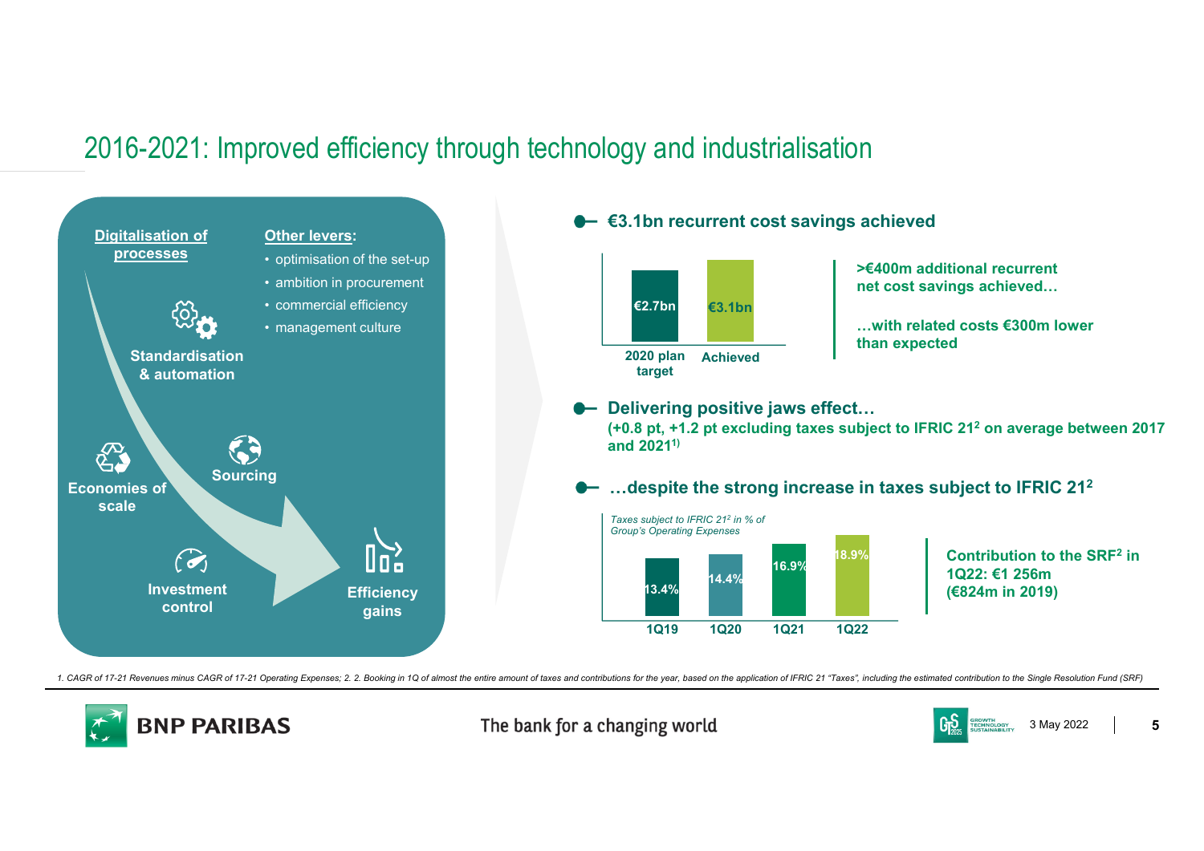# 2016-2021: Improved efficiency through technology and industrialisation

**Digitalisation of processes**

**Other levers:**
- optimisation of the set-up
- ambition in procurement
- commercial efficiency
- management culture

**Standardisation & automation**

**Economies of scale**

**Sourcing**

**Investment control**

**Efficiency gains**

## €3.1bn recurrent cost savings achieved

| 2020 plan target | Achieved |
|---|---|
| €2.7bn | €3.1bn |

**>€400m additional recurrent net cost savings achieved…**

**…with related costs €300m lower than expected**

## Delivering positive jaws effect…

**(+0.8 pt, +1.2 pt excluding taxes subject to IFRIC 21[2] on average between 2017 and 2021[1])**

## …despite the strong increase in taxes subject to IFRIC 21[2]

*Taxes subject to IFRIC 21[2] in % of Group's Operating Expenses*

| 1Q19 | 1Q20 | 1Q21 | 1Q22 |
|---|---|---|---|
| 13.4% | 14.4% | 16.9% | 18.9% |

**Contribution to the SRF[2] in 1Q22: €1 256m (€824m in 2019)**

*1. CAGR of 17-21 Revenues minus CAGR of 17-21 Operating Expenses; 2. 2. Booking in 1Q of almost the entire amount of taxes and contributions for the year, based on the application of IFRIC 21 "Taxes", including the estimated contribution to the Single Resolution Fund (SRF)*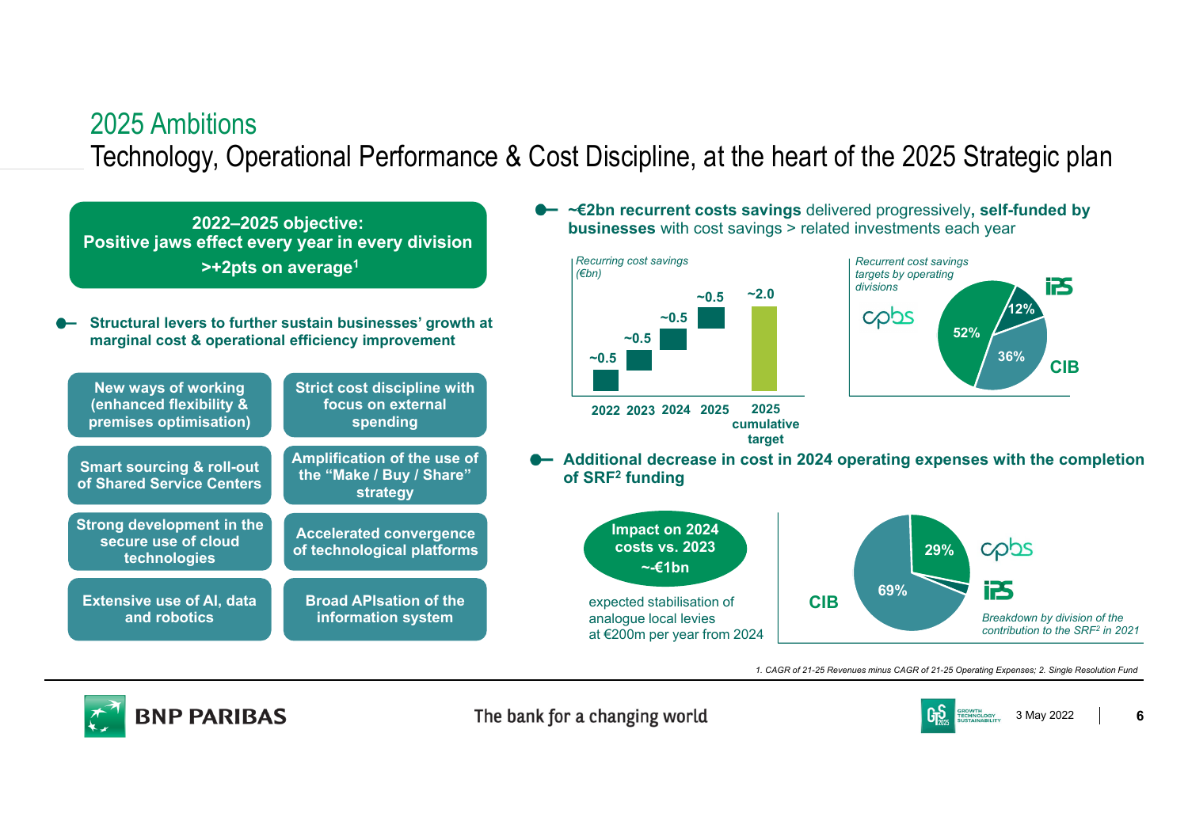## 2025 Ambitions

# Technology, Operational Performance & Cost Discipline, at the heart of the 2025 Strategic plan

**2022–2025 objective:**
**Positive jaws effect every year in every division**
**>+2pts on average[1]**

- **Structural levers to further sustain businesses' growth at marginal cost & operational efficiency improvement**

| | |
|---|---|
| New ways of working (enhanced flexibility & premises optimisation) | Strict cost discipline with focus on external spending |
| Smart sourcing & roll-out of Shared Service Centers | Amplification of the use of the "Make / Buy / Share" strategy |
| Strong development in the secure use of cloud technologies | Accelerated convergence of technological platforms |
| Extensive use of AI, data and robotics | Broad APIsation of the information system |

- **~€2bn recurrent costs savings** delivered progressively**, self-funded by businesses** with cost savings > related investments each year

*Recurring cost savings (€bn)*

| 2022 | 2023 | 2024 | 2025 | 2025 cumulative target |
|---|---|---|---|---|
| ~0.5 | ~0.5 | ~0.5 | ~0.5 | ~2.0 |

*Recurrent cost savings targets by operating divisions*

| CPBS | CIB | IPS |
|---|---|---|
| 52% | 36% | 12% |

- **Additional decrease in cost in 2024 operating expenses with the completion of SRF[2] funding**

**Impact on 2024 costs vs. 2023**
**~-€1bn**

expected stabilisation of analogue local levies at €200m per year from 2024

*Breakdown by division of the contribution to the SRF[2] in 2021*

| CIB | CPBS | IPS |
|---|---|---|
| 69% | 29% | |

1. CAGR of 21-25 Revenues minus CAGR of 21-25 Operating Expenses; 2. Single Resolution Fund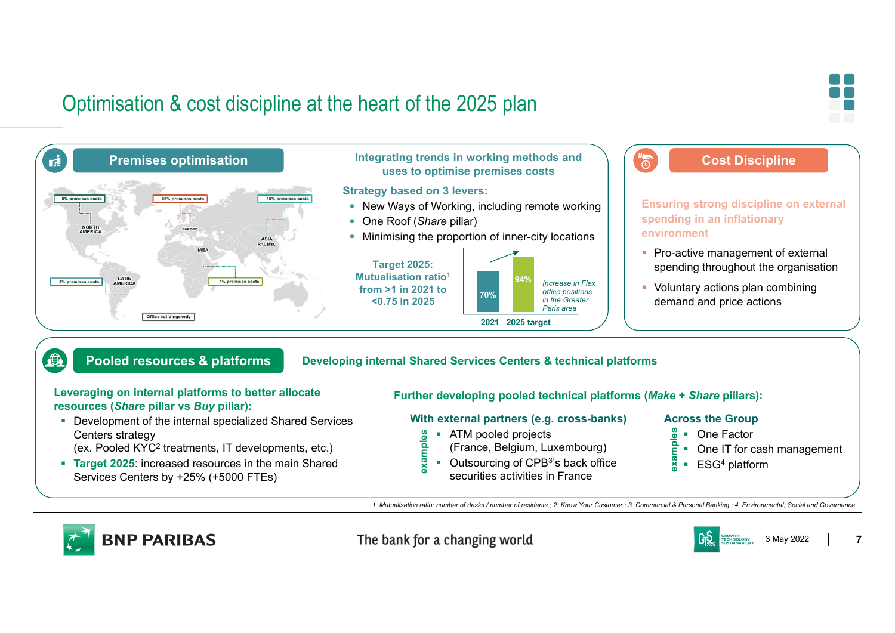# Optimisation & cost discipline at the heart of the 2025 plan

## Premises optimisation

9% premises costs — NORTH AMERICA
66% premises costs — EUROPE
18% premises costs — ASIA PACIFIC
MEA
3% premises costs — LATIN AMERICA
4% premises costs
Office buildings only

**Integrating trends in working methods and uses to optimise premises costs**

**Strategy based on 3 levers:**

- New Ways of Working, including remote working
- One Roof (*Share* pillar)
- Minimising the proportion of inner-city locations

**Target 2025: Mutualisation ratio[1] from >1 in 2021 to <0.75 in 2025**

| | 2021 | 2025 target |
|---|---|---|
| Flex office positions in the Greater Paris area | 70% | 94% |

*Increase in Flex office positions in the Greater Paris area*

## Cost Discipline

**Ensuring strong discipline on external spending in an inflationary environment**

- Pro-active management of external spending throughout the organisation
- Voluntary actions plan combining demand and price actions

## Pooled resources & platforms

**Developing internal Shared Services Centers & technical platforms**

**Leveraging on internal platforms to better allocate resources (*Share* pillar vs *Buy* pillar):**

- Development of the internal specialized Shared Services Centers strategy (ex. Pooled KYC[2] treatments, IT developments, etc.)
- **Target 2025**: increased resources in the main Shared Services Centers by +25% (+5000 FTEs)

**Further developing pooled technical platforms (*Make* + *Share* pillars):**

**With external partners (e.g. cross-banks)** — examples
- ATM pooled projects (France, Belgium, Luxembourg)
- Outsourcing of CPB[3]'s back office securities activities in France

**Across the Group** — examples
- One Factor
- One IT for cash management
- ESG[4] platform

*1. Mutualisation ratio: number of desks / number of residents ; 2. Know Your Customer ; 3. Commercial & Personal Banking ; 4. Environmental, Social and Governance*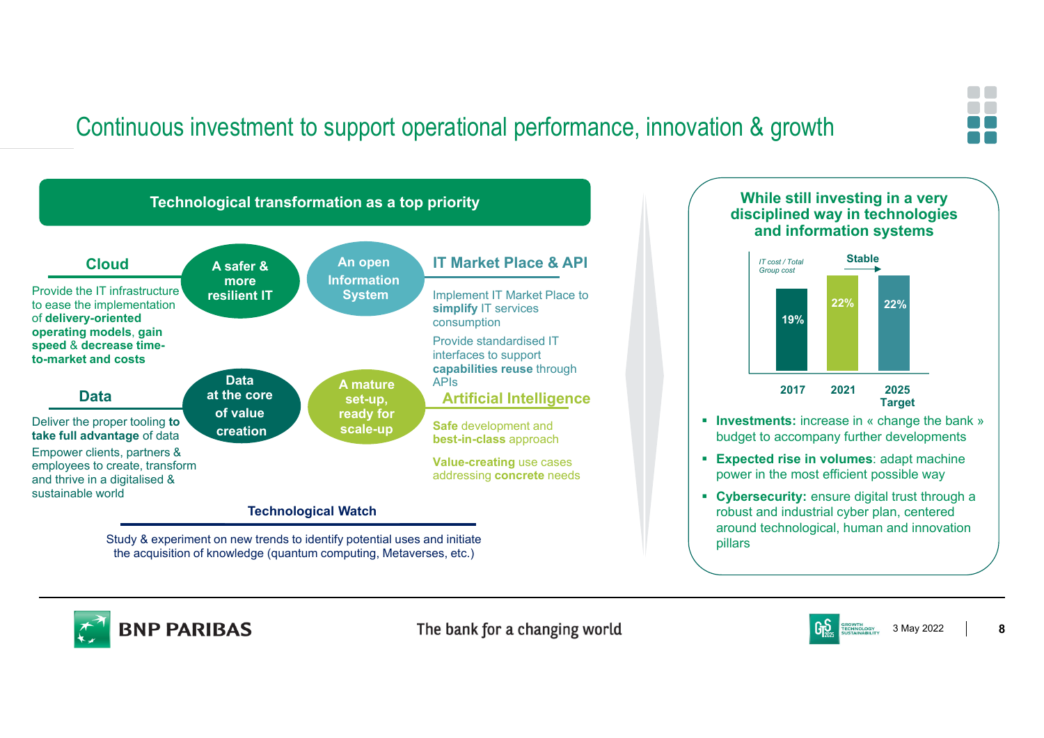# Continuous investment to support operational performance, innovation & growth

## Technological transformation as a top priority

### Cloud

Provide the IT infrastructure to ease the implementation of **delivery-oriented operating models**, **gain speed** & **decrease time-to-market and costs**

**A safer & more resilient IT**

**An open Information System**

### IT Market Place & API

Implement IT Market Place to **simplify** IT services consumption

Provide standardised IT interfaces to support **capabilities reuse** through APIs

### Data

Deliver the proper tooling **to take full advantage** of data

Empower clients, partners & employees to create, transform and thrive in a digitalised & sustainable world

**Data at the core of value creation**

**A mature set-up, ready for scale-up**

### Artificial Intelligence

**Safe** development and **best-in-class** approach

**Value-creating** use cases addressing **concrete** needs

### Technological Watch

Study & experiment on new trends to identify potential uses and initiate the acquisition of knowledge (quantum computing, Metaverses, etc.)

## While still investing in a very disciplined way in technologies and information systems

*IT cost / Total Group cost*

| 2017 | 2021 | 2025 Target |
|---|---|---|
| 19% | 22% | 22% |

Stable (2021 → 2025 Target)

- **Investments:** increase in « change the bank » budget to accompany further developments
- **Expected rise in volumes**: adapt machine power in the most efficient possible way
- **Cybersecurity:** ensure digital trust through a robust and industrial cyber plan, centered around technological, human and innovation pillars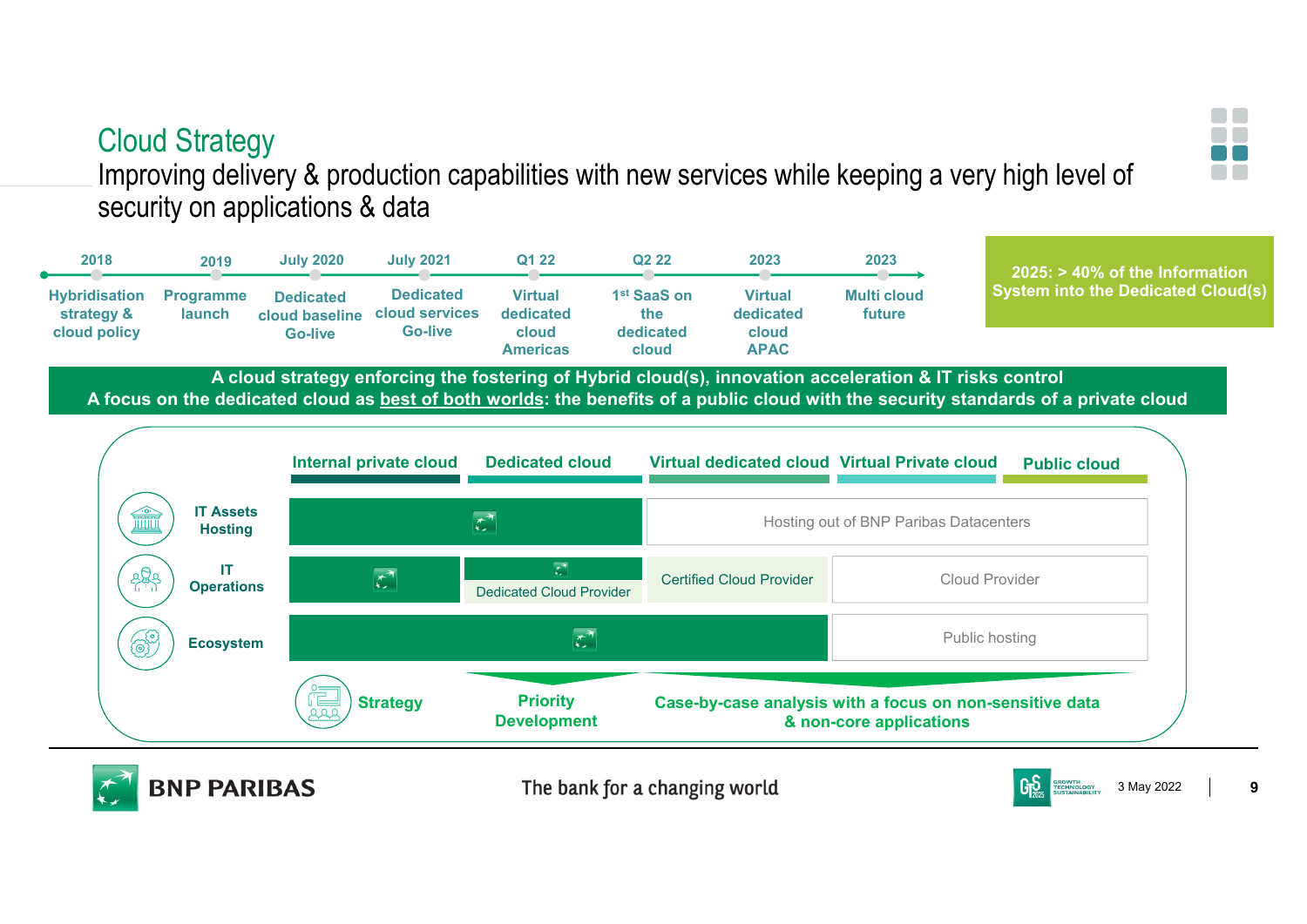# Cloud Strategy

## Improving delivery & production capabilities with new services while keeping a very high level of security on applications & data

| 2018 | 2019 | July 2020 | July 2021 | Q1 22 | Q2 22 | 2023 | 2023 |
|---|---|---|---|---|---|---|---|
| Hybridisation strategy & cloud policy | Programme launch | Dedicated cloud baseline Go-live | Dedicated cloud services Go-live | Virtual dedicated cloud Americas | 1st SaaS on the dedicated cloud | Virtual dedicated cloud APAC | Multi cloud future |

**2025: > 40% of the Information System into the Dedicated Cloud(s)**

**A cloud strategy enforcing the fostering of Hybrid cloud(s), innovation acceleration & IT risks control**

**A focus on the dedicated cloud as best of both worlds: the benefits of a public cloud with the security standards of a private cloud**

| | Internal private cloud | Dedicated cloud | Virtual dedicated cloud | Virtual Private cloud | Public cloud |
|---|---|---|---|---|---|
| **IT Assets Hosting** | BNP Paribas | BNP Paribas | Hosting out of BNP Paribas Datacenters | | |
| **IT Operations** | BNP Paribas | BNP Paribas / Dedicated Cloud Provider | Certified Cloud Provider | Cloud Provider | |
| **Ecosystem** | BNP Paribas | BNP Paribas | BNP Paribas | Public hosting | |
| **Strategy** | | Priority Development | Case-by-case analysis with a focus on non-sensitive data & non-core applications | | |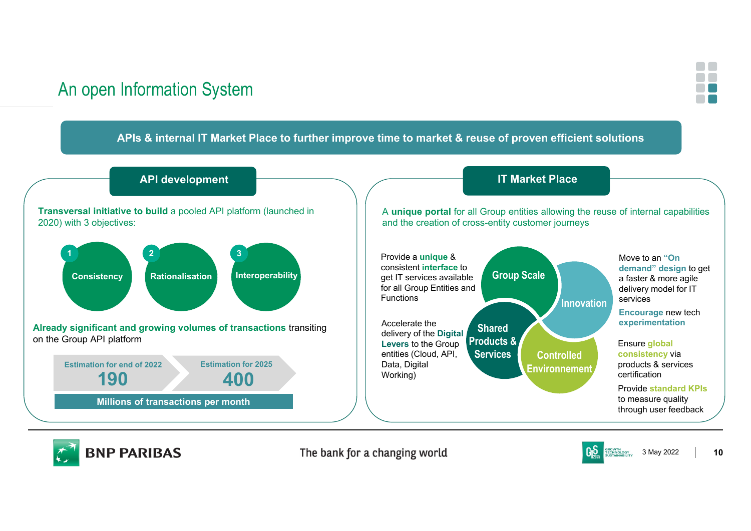# An open Information System

**APIs & internal IT Market Place to further improve time to market & reuse of proven efficient solutions**

## API development

**Transversal initiative to build** a pooled API platform (launched in 2020) with 3 objectives:

1. **Consistency**
2. **Rationalisation**
3. **Interoperability**

**Already significant and growing volumes of transactions** transiting on the Group API platform

| Estimation for end of 2022 | Estimation for 2025 |
| --- | --- |
| 190 | 400 |

Millions of transactions per month

## IT Market Place

A **unique portal** for all Group entities allowing the reuse of internal capabilities and the creation of cross-entity customer journeys

**Group Scale** – Provide a **unique** & consistent **interface** to get IT services available for all Group Entities and Functions

**Shared Products & Services** – Accelerate the delivery of the **Digital Levers** to the Group entities (Cloud, API, Data, Digital Working)

**Innovation** – Move to an **"On demand" design** to get a faster & more agile delivery model for IT services. **Encourage** new tech **experimentation**

**Controlled Environnement** – Ensure **global consistency** via products & services certification. Provide **standard KPIs** to measure quality through user feedback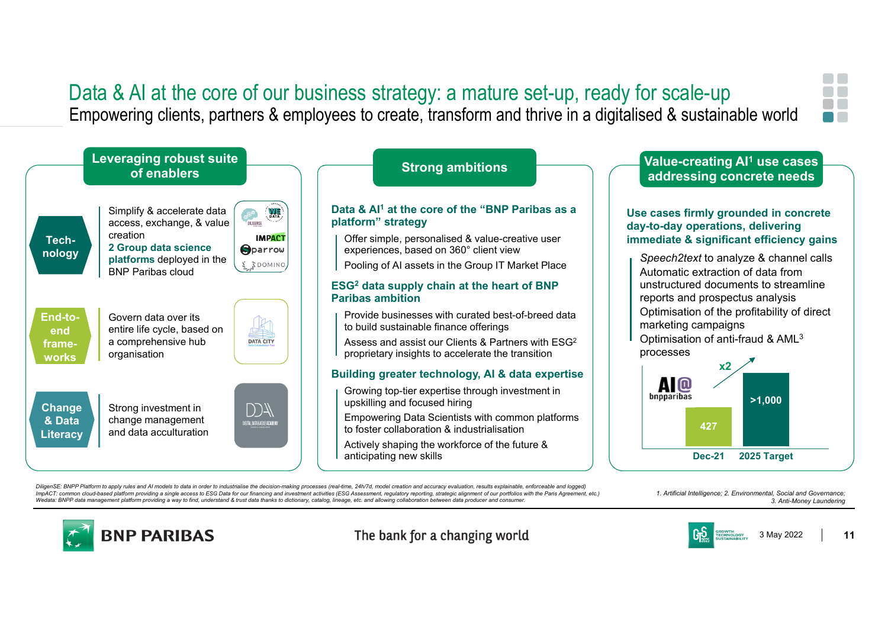# Data & AI at the core of our business strategy: a mature set-up, ready for scale-up

Empowering clients, partners & employees to create, transform and thrive in a digitalised & sustainable world

## Leveraging robust suite of enablers

**Tech-nology**

Simplify & accelerate data access, exchange, & value creation

**2 Group data science platforms** deployed in the BNP Paribas cloud

DILIGENSE · WE DATA · IMPACT · Sparrow · DOMINO

**End-to-end frame-works**

Govern data over its entire life cycle, based on a comprehensive hub organisation

DATA CITY

**Change & Data Literacy**

Strong investment in change management and data acculturation

DDA – Digital, Data & Agile Academy

## Strong ambitions

**Data & AI[1] at the core of the "BNP Paribas as a platform" strategy**

- Offer simple, personalised & value-creative user experiences, based on 360° client view
- Pooling of AI assets in the Group IT Market Place

**ESG[2] data supply chain at the heart of BNP Paribas ambition**

- Provide businesses with curated best-of-breed data to build sustainable finance offerings
- Assess and assist our Clients & Partners with ESG[2] proprietary insights to accelerate the transition

**Building greater technology, AI & data expertise**

- Growing top-tier expertise through investment in upskilling and focused hiring
- Empowering Data Scientists with common platforms to foster collaboration & industrialisation
- Actively shaping the workforce of the future & anticipating new skills

## Value-creating AI[1] use cases addressing concrete needs

**Use cases firmly grounded in concrete day-to-day operations, delivering immediate & significant efficiency gains**

- *Speech2text* to analyze & channel calls
- Automatic extraction of data from unstructured documents to streamline reports and prospectus analysis
- Optimisation of the profitability of direct marketing campaigns
- Optimisation of anti-fraud & AML[3] processes

AI@bnpparibas

| Dec-21 | 2025 Target |
|---|---|
| 427 | >1,000 |

x2

*DiligenSE: BNPP Platform to apply rules and AI models to data in order to industrialise the decision-making processes (real-time, 24h/7d, model creation and accuracy evaluation, results explainable, enforceable and logged)*
*ImpACT: common cloud-based platform providing a single access to ESG Data for our financing and investment activities (ESG Assessment, regulatory reporting, strategic alignment of our portfolios with the Paris Agreement, etc.)*
*Wedata: BNPP data management platform providing a way to find, understand & trust data thanks to dictionary, catalog, lineage, etc. and allowing collaboration between data producer and consumer.*

*1. Artificial Intelligence; 2. Environmental, Social and Governance; 3. Anti-Money Laundering*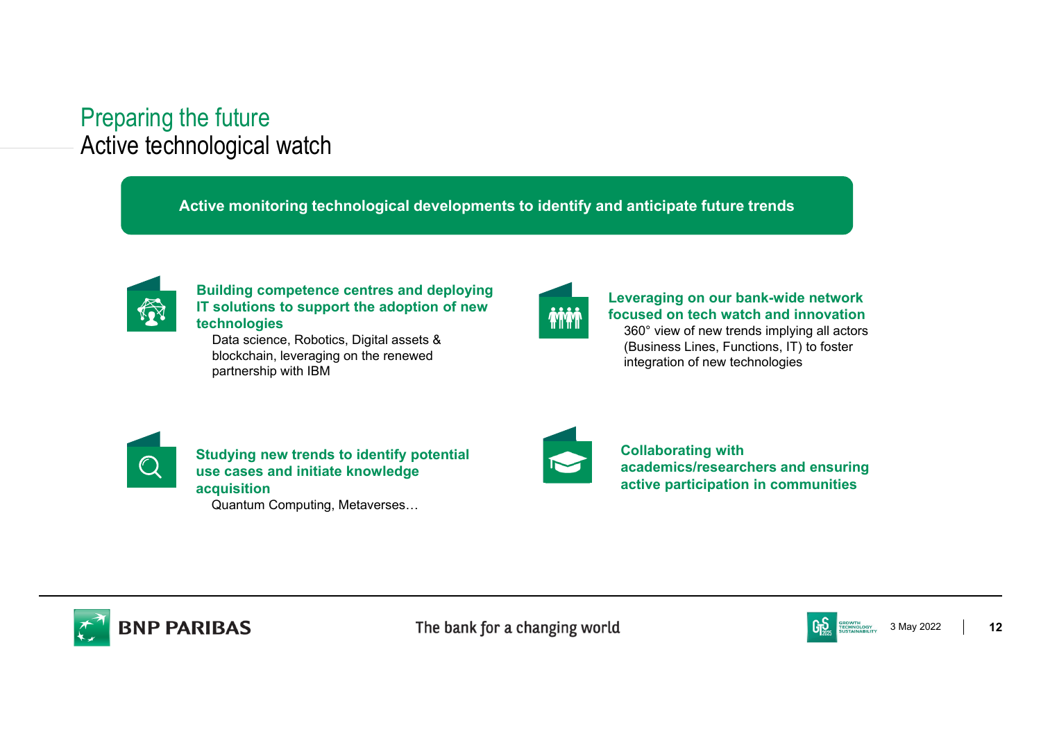# Preparing the future

## Active technological watch

**Active monitoring technological developments to identify and anticipate future trends**

**Building competence centres and deploying IT solutions to support the adoption of new technologies**

Data science, Robotics, Digital assets & blockchain, leveraging on the renewed partnership with IBM

**Leveraging on our bank-wide network focused on tech watch and innovation**

360° view of new trends implying all actors (Business Lines, Functions, IT) to foster integration of new technologies

**Studying new trends to identify potential use cases and initiate knowledge acquisition**

Quantum Computing, Metaverses…

**Collaborating with academics/researchers and ensuring active participation in communities**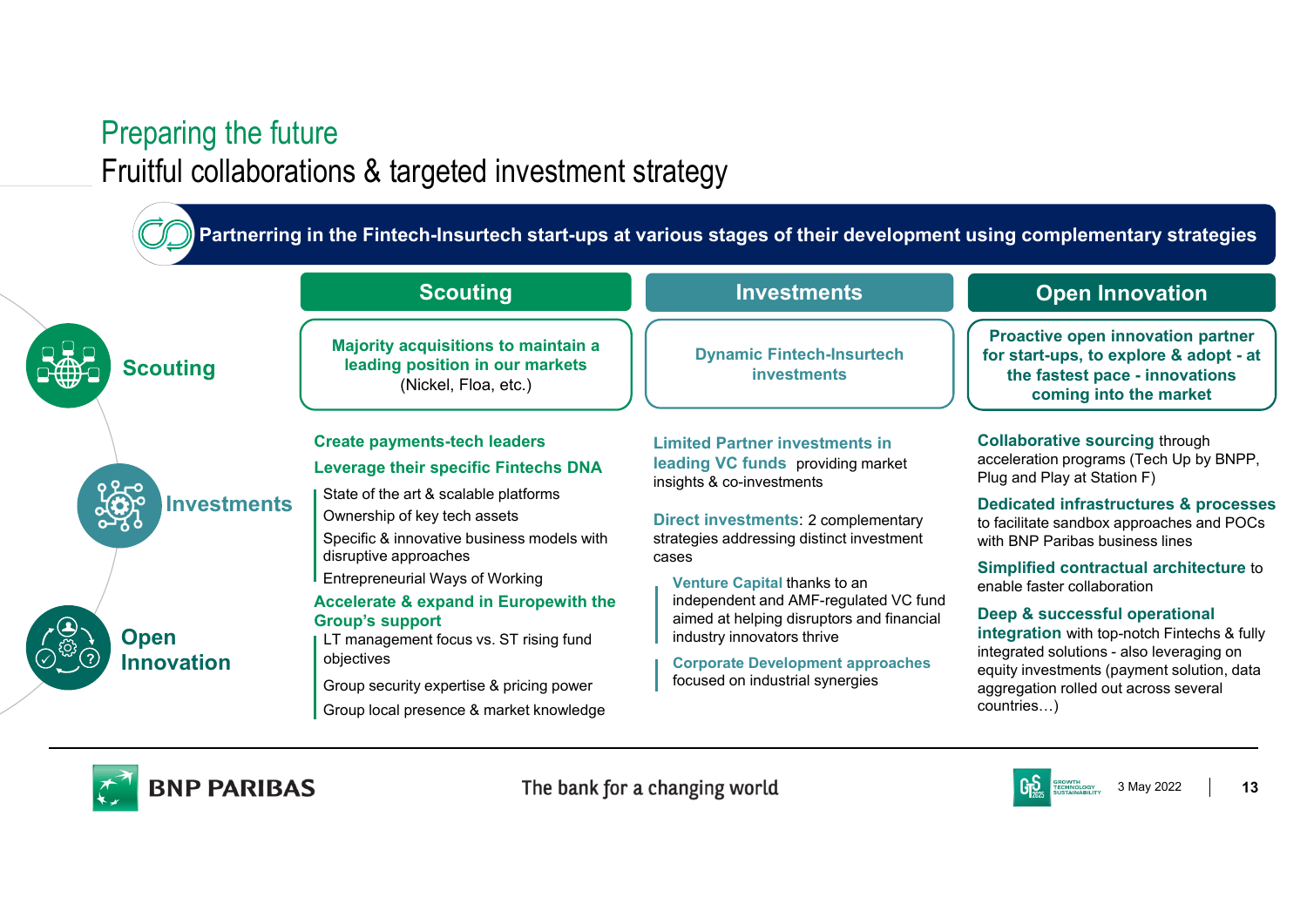# Preparing the future

## Fruitful collaborations & targeted investment strategy

**Partnerring in the Fintech-Insurtech start-ups at various stages of their development using complementary strategies**

### Scouting

**Majority acquisitions to maintain a leading position in our markets** (Nickel, Floa, etc.)

**Create payments-tech leaders**

**Leverage their specific Fintechs DNA**

- State of the art & scalable platforms
- Ownership of key tech assets
- Specific & innovative business models with disruptive approaches
- Entrepreneurial Ways of Working

**Accelerate & expand in Europewith the Group's support**

- LT management focus vs. ST rising fund objectives
- Group security expertise & pricing power
- Group local presence & market knowledge

### Investments

**Dynamic Fintech-Insurtech investments**

**Limited Partner investments in leading VC funds** providing market insights & co-investments

**Direct investments**: 2 complementary strategies addressing distinct investment cases

- **Venture Capital** thanks to an independent and AMF-regulated VC fund aimed at helping disruptors and financial industry innovators thrive
- **Corporate Development approaches** focused on industrial synergies

### Open Innovation

**Proactive open innovation partner for start-ups, to explore & adopt - at the fastest pace - innovations coming into the market**

**Collaborative sourcing** through acceleration programs (Tech Up by BNPP, Plug and Play at Station F)

**Dedicated infrastructures & processes** to facilitate sandbox approaches and POCs with BNP Paribas business lines

**Simplified contractual architecture** to enable faster collaboration

**Deep & successful operational integration** with top-notch Fintechs & fully integrated solutions - also leveraging on equity investments (payment solution, data aggregation rolled out across several countries…)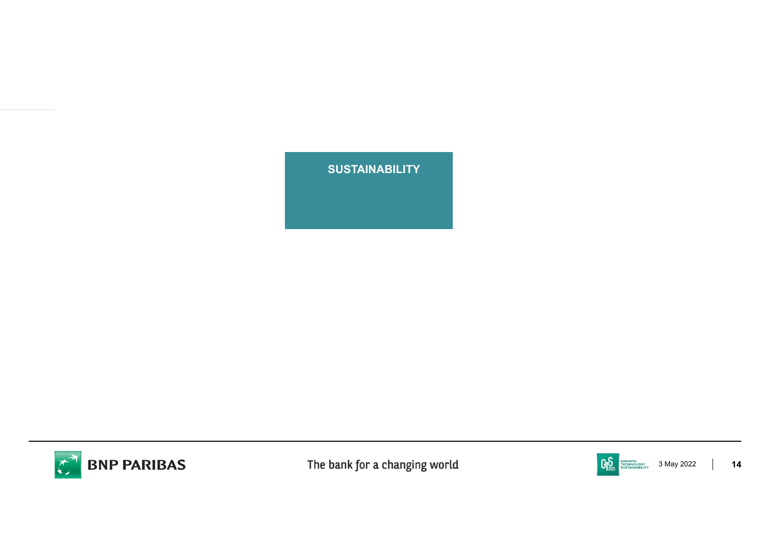# SUSTAINABILITY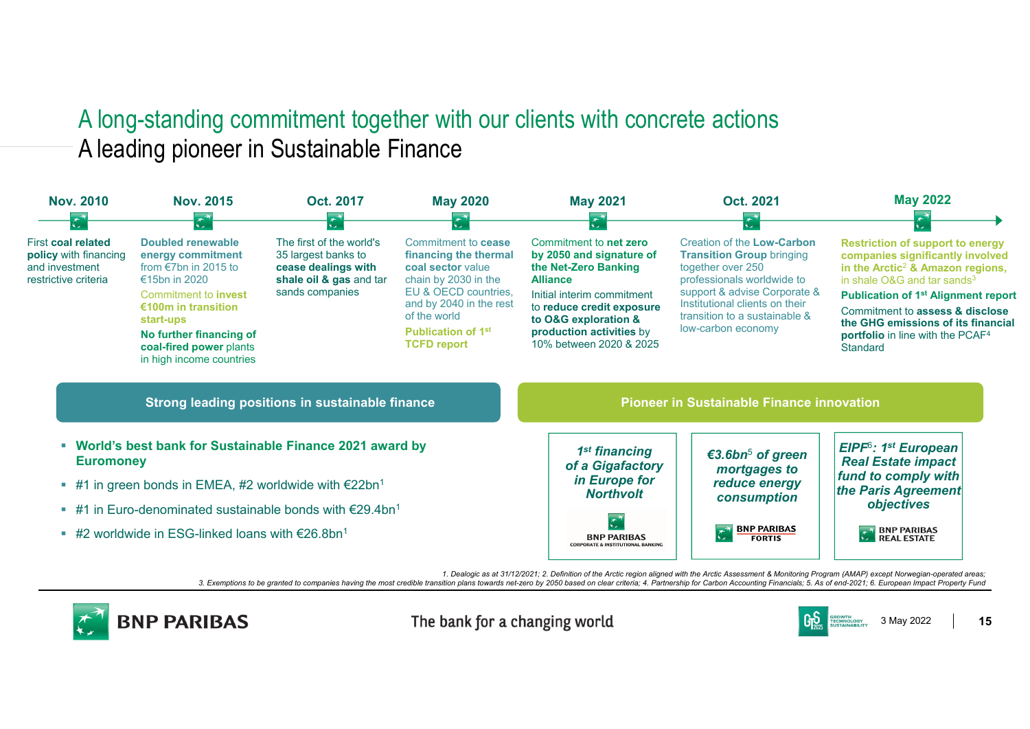# A long-standing commitment together with our clients with concrete actions

## A leading pioneer in Sustainable Finance

**Nov. 2010**

First **coal related policy** with financing and investment restrictive criteria

**Nov. 2015**

**Doubled renewable energy commitment** from €7bn in 2015 to €15bn in 2020

Commitment to **invest €100m in transition start-ups**

**No further financing of coal-fired power** plants in high income countries

**Oct. 2017**

The first of the world's 35 largest banks to **cease dealings with shale oil & gas** and tar sands companies

**May 2020**

Commitment to **cease financing the thermal coal sector** value chain by 2030 in the EU & OECD countries, and by 2040 in the rest of the world

**Publication of 1st TCFD report**

**May 2021**

Commitment to **net zero by 2050 and signature of the Net-Zero Banking Alliance**

Initial interim commitment **to reduce credit exposure to O&G exploration & production activities** by 10% between 2020 & 2025

**Oct. 2021**

Creation of the **Low-Carbon Transition Group** bringing together over 250 professionals worldwide to support & advise Corporate & Institutional clients on their transition to a sustainable & low-carbon economy

**May 2022**

**Restriction of support to energy companies significantly involved in the Arctic[2] & Amazon regions,** in shale O&G and tar sands[3]

**Publication of 1st Alignment report**

Commitment **to assess & disclose the GHG emissions of its financial portfolio** in line with the PCAF[4] Standard

### Strong leading positions in sustainable finance

- **World's best bank for Sustainable Finance 2021 award by Euromoney**
- #1 in green bonds in EMEA, #2 worldwide with €22bn[1]
- #1 in Euro-denominated sustainable bonds with €29.4bn[1]
- #2 worldwide in ESG-linked loans with €26.8bn[1]

### Pioneer in Sustainable Finance innovation

- ***1st financing of a Gigafactory in Europe for Northvolt*** — BNP PARIBAS Corporate & Institutional Banking
- ***€3.6bn[5] of green mortgages to reduce energy consumption*** — BNP PARIBAS FORTIS
- ***EIPF[6]: 1st European Real Estate impact fund to comply with the Paris Agreement objectives*** — BNP PARIBAS REAL ESTATE

1. Dealogic as at 31/12/2021; 2. Definition of the Arctic region aligned with the Arctic Assessment & Monitoring Program (AMAP) except Norwegian-operated areas; 3. Exemptions to be granted to companies having the most credible transition plans towards net-zero by 2050 based on clear criteria; 4. Partnership for Carbon Accounting Financials; 5. As of end-2021; 6. European Impact Property Fund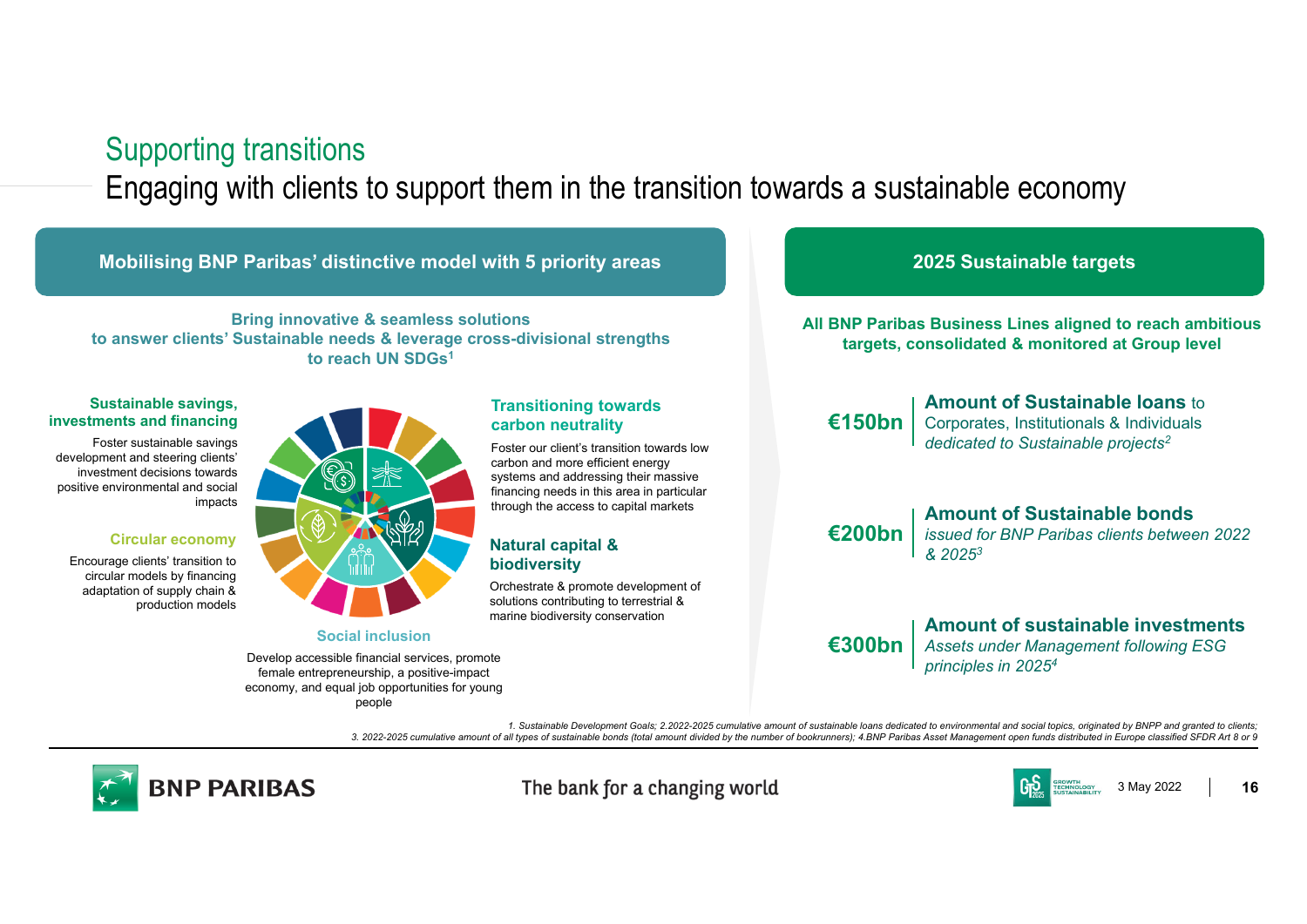# Supporting transitions

## Engaging with clients to support them in the transition towards a sustainable economy

### Mobilising BNP Paribas' distinctive model with 5 priority areas

**Bring innovative & seamless solutions to answer clients' Sustainable needs & leverage cross-divisional strengths to reach UN SDGs[1]**

**Sustainable savings, investments and financing**

Foster sustainable savings development and steering clients' investment decisions towards positive environmental and social impacts

**Circular economy**

Encourage clients' transition to circular models by financing adaptation of supply chain & production models

**Transitioning towards carbon neutrality**

Foster our client's transition towards low carbon and more efficient energy systems and addressing their massive financing needs in this area in particular through the access to capital markets

**Natural capital & biodiversity**

Orchestrate & promote development of solutions contributing to terrestrial & marine biodiversity conservation

**Social inclusion**

Develop accessible financial services, promote female entrepreneurship, a positive-impact economy, and equal job opportunities for young people

### 2025 Sustainable targets

**All BNP Paribas Business Lines aligned to reach ambitious targets, consolidated & monitored at Group level**

**€150bn** — **Amount of Sustainable loans** to Corporates, Institutionals & Individuals *dedicated to Sustainable projects[2]*

**€200bn** — **Amount of Sustainable bonds** *issued for BNP Paribas clients between 2022 & 2025[3]*

**€300bn** — **Amount of sustainable investments** *Assets under Management following ESG principles in 2025[4]*

*1. Sustainable Development Goals; 2. 2022-2025 cumulative amount of sustainable loans dedicated to environmental and social topics, originated by BNPP and granted to clients; 3. 2022-2025 cumulative amount of all types of sustainable bonds (total amount divided by the number of bookrunners); 4. BNP Paribas Asset Management open funds distributed in Europe classified SFDR Art 8 or 9*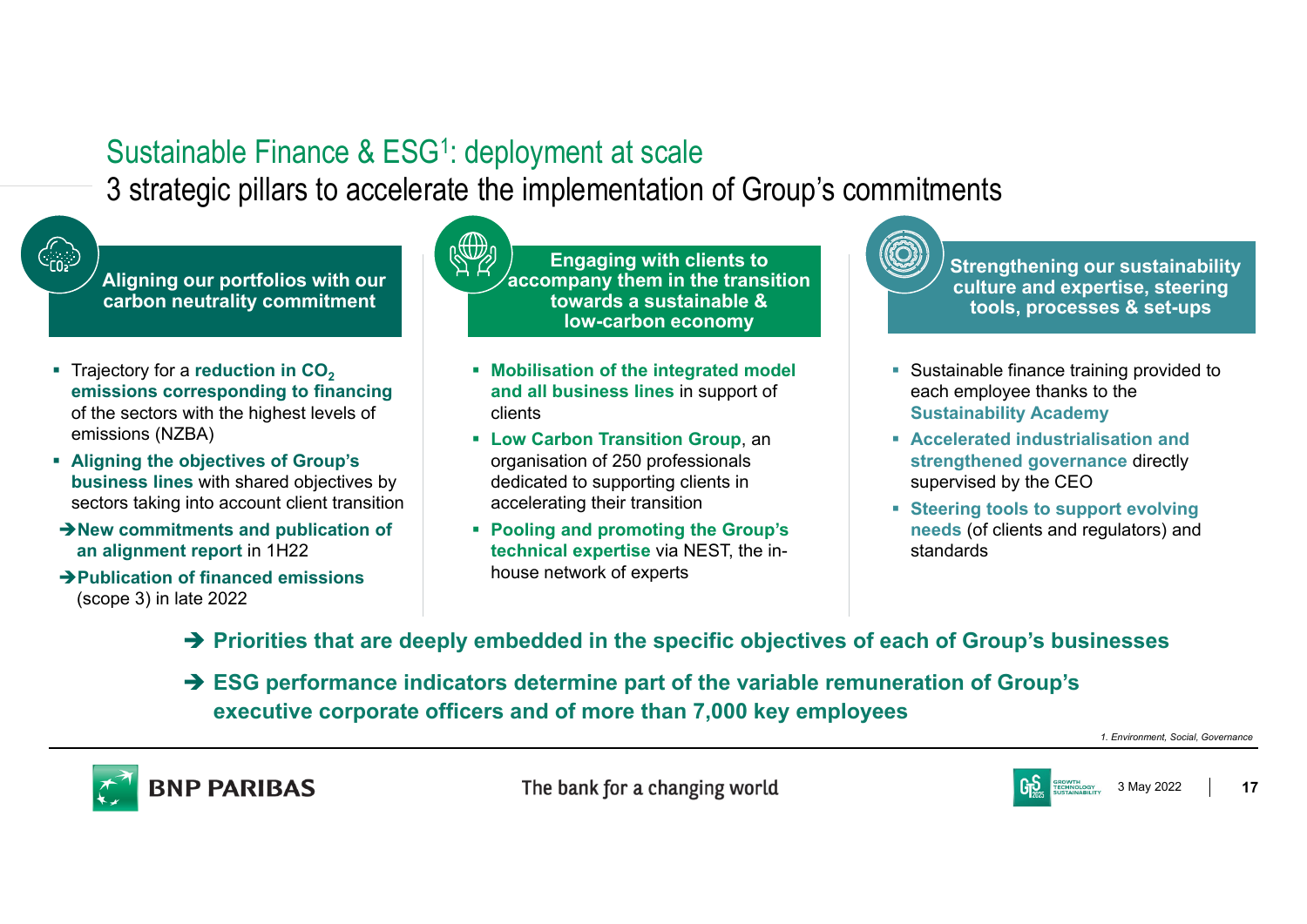# Sustainable Finance & ESG[1]: deployment at scale

## 3 strategic pillars to accelerate the implementation of Group's commitments

### Aligning our portfolios with our carbon neutrality commitment

- Trajectory for a **reduction in $CO_2$ emissions corresponding to financing** of the sectors with the highest levels of emissions (NZBA)
- **Aligning the objectives of Group's business lines** with shared objectives by sectors taking into account client transition

➔ **New commitments and publication of an alignment report** in 1H22

➔ **Publication of financed emissions** (scope 3) in late 2022

### Engaging with clients to accompany them in the transition towards a sustainable & low-carbon economy

- **Mobilisation of the integrated model and all business lines** in support of clients
- **Low Carbon Transition Group**, an organisation of 250 professionals dedicated to supporting clients in accelerating their transition
- **Pooling and promoting the Group's technical expertise** via NEST, the in-house network of experts

### Strengthening our sustainability culture and expertise, steering tools, processes & set-ups

- Sustainable finance training provided to each employee thanks to the **Sustainability Academy**
- **Accelerated industrialisation and strengthened governance** directly supervised by the CEO
- **Steering tools to support evolving needs** (of clients and regulators) and standards

➔ **Priorities that are deeply embedded in the specific objectives of each of Group's businesses**

➔ **ESG performance indicators determine part of the variable remuneration of Group's executive corporate officers and of more than 7,000 key employees**

*1. Environment, Social, Governance*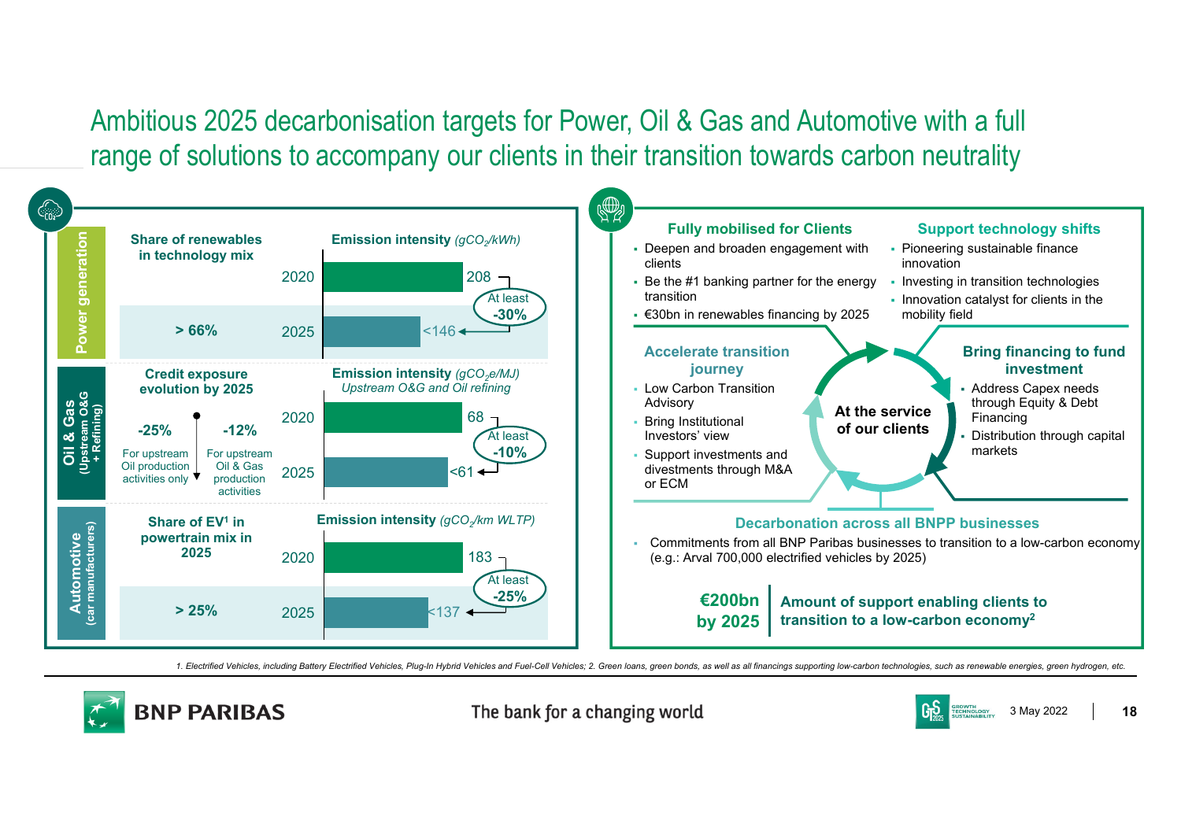# Ambitious 2025 decarbonisation targets for Power, Oil & Gas and Automotive with a full range of solutions to accompany our clients in their transition towards carbon neutrality

## Power generation

| | Share of renewables in technology mix | Year | Emission intensity ($gCO_2/kWh$) |
|---|---|---|---|
| | | 2020 | 208 |
| | > 66% | 2025 | <146 (At least -30%) |

## Oil & Gas (Upstream O&G + Refining)

**Credit exposure evolution by 2025**

- **-25%** For upstream Oil production activities only
- **-12%** For upstream Oil & Gas production activities

| Year | Emission intensity ($gCO_2e/MJ$) *Upstream O&G and Oil refining* |
|---|---|
| 2020 | 68 |
| 2025 | <61 (At least -10%) |

## Automotive (car manufacturers)

| | Share of EV[1] in powertrain mix in 2025 | Year | Emission intensity ($gCO_2/km$ WLTP) |
|---|---|---|---|
| | | 2020 | 183 |
| | > 25% | 2025 | <137 (At least -25%) |

## At the service of our clients

### Fully mobilised for Clients
- Deepen and broaden engagement with clients
- Be the #1 banking partner for the energy transition
- €30bn in renewables financing by 2025

### Support technology shifts
- Pioneering sustainable finance innovation
- Investing in transition technologies
- Innovation catalyst for clients in the mobility field

### Accelerate transition journey
- Low Carbon Transition Advisory
- Bring Institutional Investors' view
- Support investments and divestments through M&A or ECM

### Bring financing to fund investment
- Address Capex needs through Equity & Debt Financing
- Distribution through capital markets

### Decarbonation across all BNPP businesses
- Commitments from all BNP Paribas businesses to transition to a low-carbon economy (e.g.: Arval 700,000 electrified vehicles by 2025)

**€200bn by 2025** | **Amount of support enabling clients to transition to a low-carbon economy[2]**

1. Electrified Vehicles, including Battery Electrified Vehicles, Plug-In Hybrid Vehicles and Fuel-Cell Vehicles; 2. Green loans, green bonds, as well as all financings supporting low-carbon technologies, such as renewable energies, green hydrogen, etc.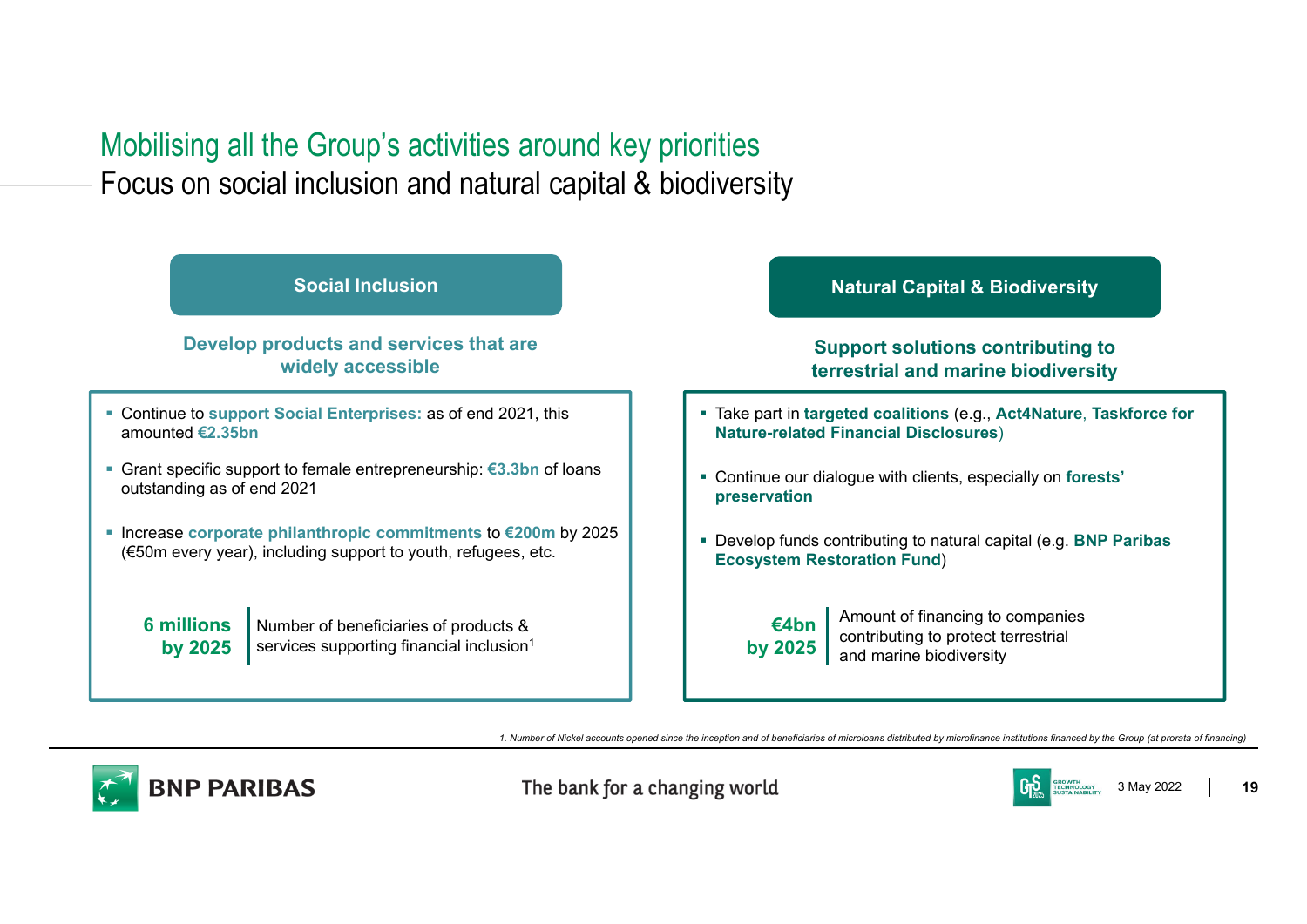# Mobilising all the Group's activities around key priorities

## Focus on social inclusion and natural capital & biodiversity

### Social Inclusion

**Develop products and services that are widely accessible**

- Continue to **support Social Enterprises:** as of end 2021, this amounted **€2.35bn**
- Grant specific support to female entrepreneurship: **€3.3bn** of loans outstanding as of end 2021
- Increase **corporate philanthropic commitments** to **€200m** by 2025 (€50m every year), including support to youth, refugees, etc.

**6 millions by 2025** | Number of beneficiaries of products & services supporting financial inclusion[1]

### Natural Capital & Biodiversity

**Support solutions contributing to terrestrial and marine biodiversity**

- Take part in **targeted coalitions** (e.g., **Act4Nature**, **Taskforce for Nature-related Financial Disclosures**)
- Continue our dialogue with clients, especially on **forests' preservation**
- Develop funds contributing to natural capital (e.g. **BNP Paribas Ecosystem Restoration Fund**)

**€4bn by 2025** | Amount of financing to companies contributing to protect terrestrial and marine biodiversity

*1. Number of Nickel accounts opened since the inception and of beneficiaries of microloans distributed by microfinance institutions financed by the Group (at prorata of financing)*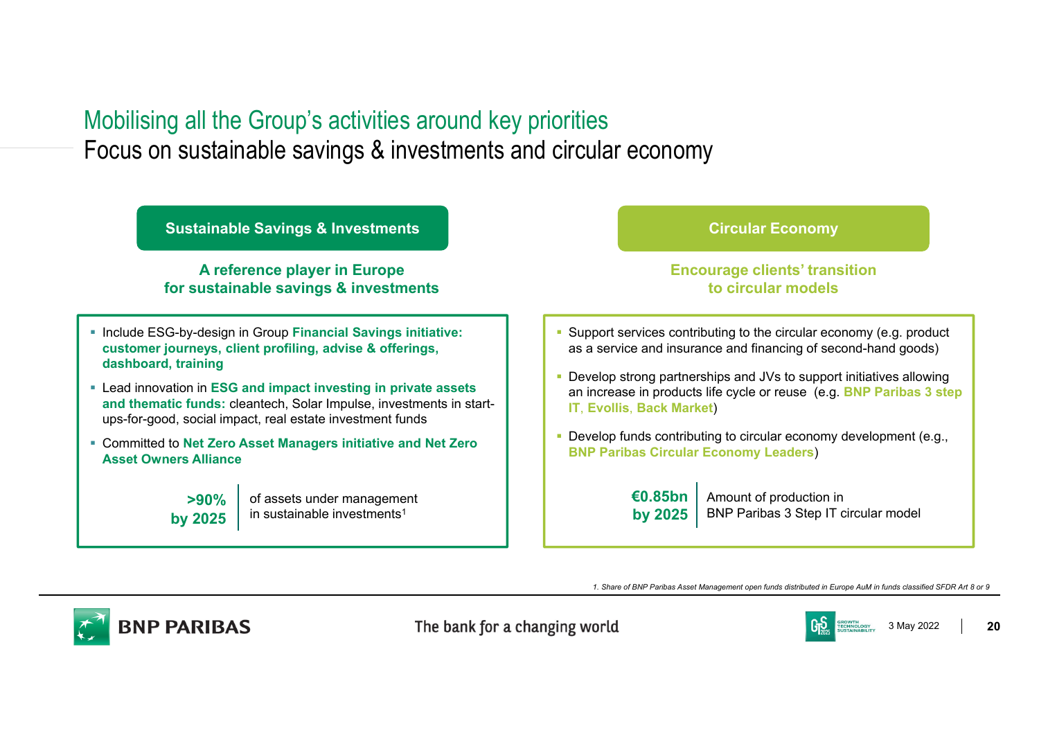# Mobilising all the Group's activities around key priorities

## Focus on sustainable savings & investments and circular economy

### Sustainable Savings & Investments

**A reference player in Europe for sustainable savings & investments**

- Include ESG-by-design in Group **Financial Savings initiative: customer journeys, client profiling, advise & offerings, dashboard, training**
- Lead innovation in **ESG and impact investing in private assets and thematic funds:** cleantech, Solar Impulse, investments in start-ups-for-good, social impact, real estate investment funds
- Committed to **Net Zero Asset Managers initiative and Net Zero Asset Owners Alliance**

**>90% by 2025** | of assets under management in sustainable investments[1]

### Circular Economy

**Encourage clients' transition to circular models**

- Support services contributing to the circular economy (e.g. product as a service and insurance and financing of second-hand goods)
- Develop strong partnerships and JVs to support initiatives allowing an increase in products life cycle or reuse (e.g. **BNP Paribas 3 step IT**, **Evollis**, **Back Market**)
- Develop funds contributing to circular economy development (e.g., **BNP Paribas Circular Economy Leaders**)

**€0.85bn by 2025** | Amount of production in BNP Paribas 3 Step IT circular model

*1. Share of BNP Paribas Asset Management open funds distributed in Europe AuM in funds classified SFDR Art 8 or 9*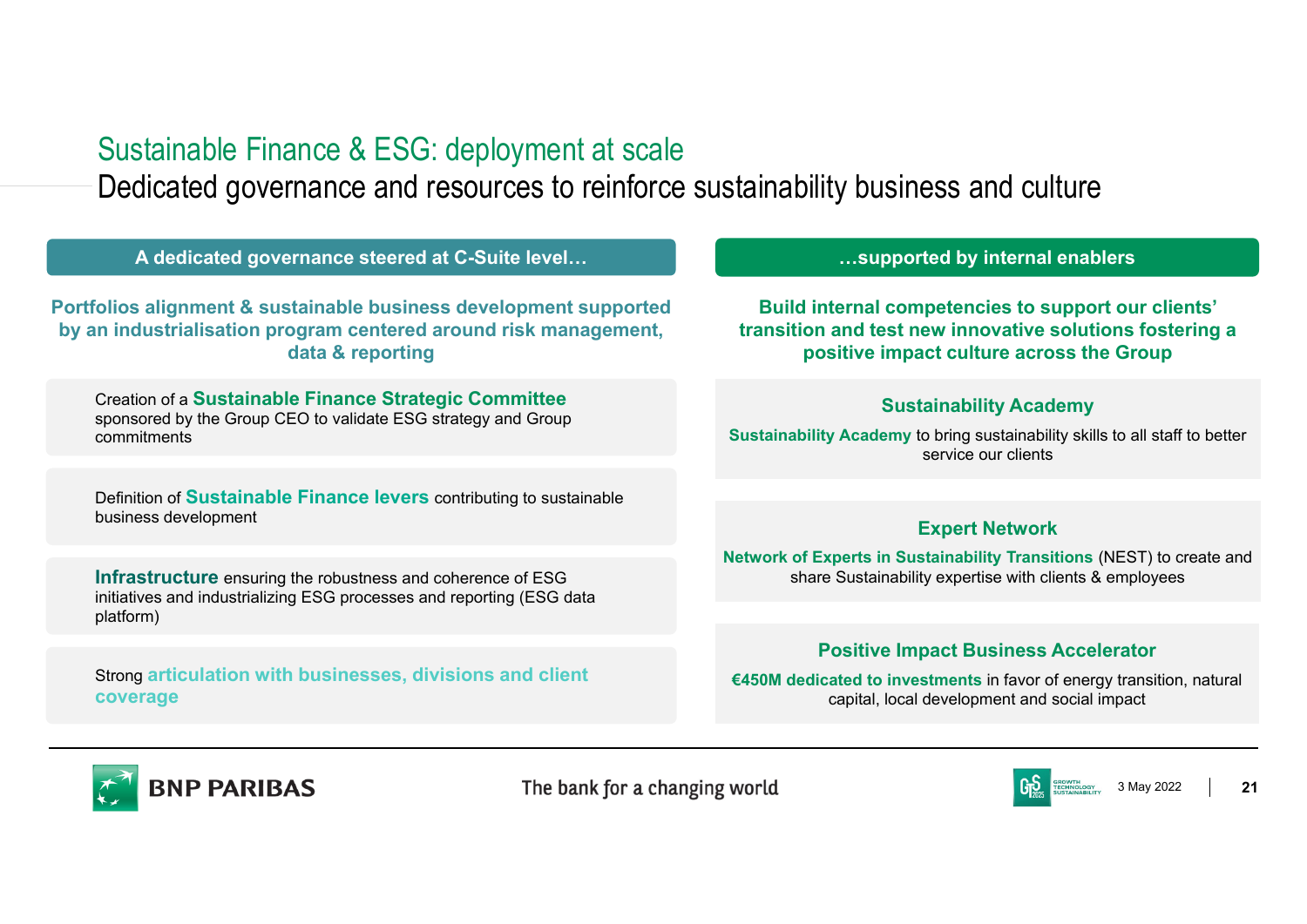# Sustainable Finance & ESG: deployment at scale

## Dedicated governance and resources to reinforce sustainability business and culture

### A dedicated governance steered at C-Suite level…

**Portfolios alignment & sustainable business development supported by an industrialisation program centered around risk management, data & reporting**

Creation of a **Sustainable Finance Strategic Committee** sponsored by the Group CEO to validate ESG strategy and Group commitments

Definition of **Sustainable Finance levers** contributing to sustainable business development

**Infrastructure** ensuring the robustness and coherence of ESG initiatives and industrializing ESG processes and reporting (ESG data platform)

Strong **articulation with businesses, divisions and client coverage**

### …supported by internal enablers

**Build internal competencies to support our clients' transition and test new innovative solutions fostering a positive impact culture across the Group**

#### Sustainability Academy

**Sustainability Academy** to bring sustainability skills to all staff to better service our clients

#### Expert Network

**Network of Experts in Sustainability Transitions** (NEST) to create and share Sustainability expertise with clients & employees

#### Positive Impact Business Accelerator

**€450M dedicated to investments** in favor of energy transition, natural capital, local development and social impact